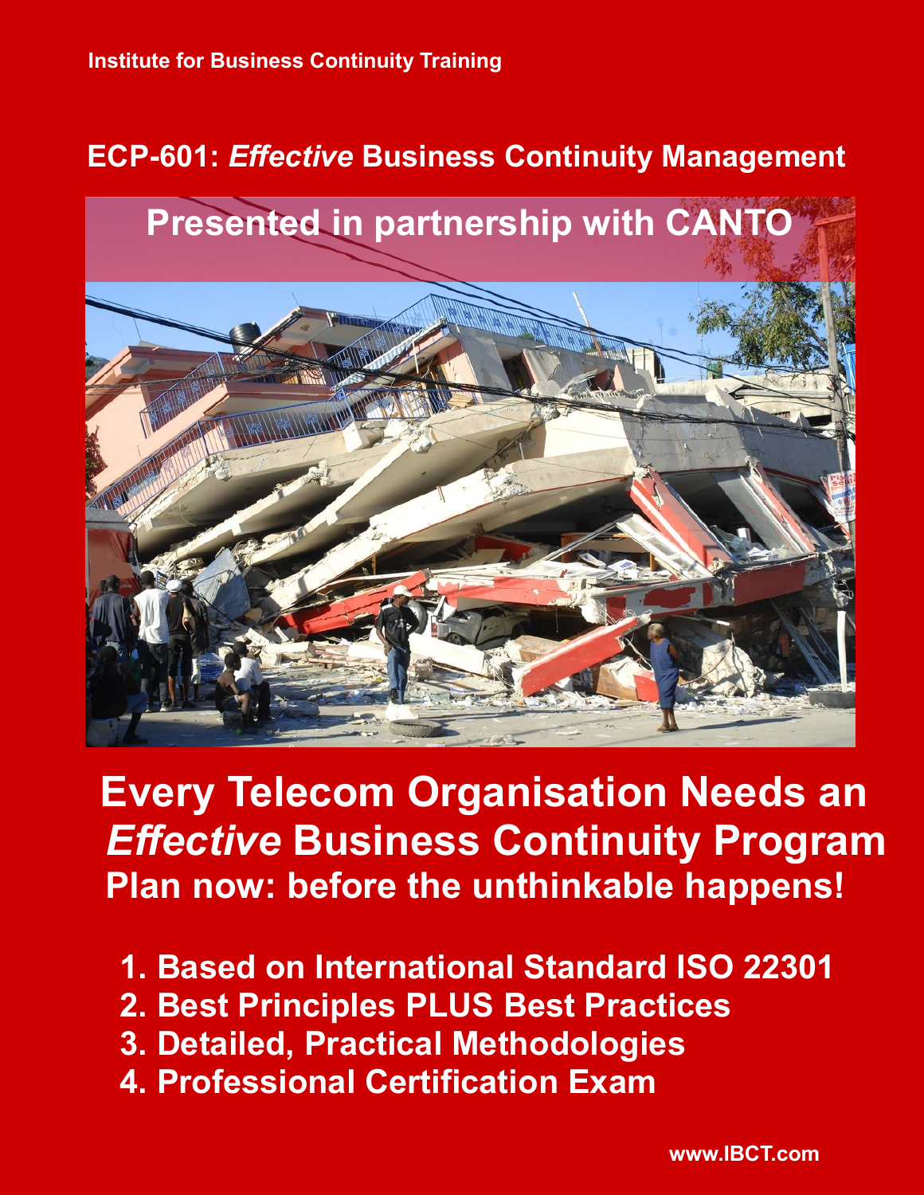Institute for Business Continuity Training

## ECP-601: *Effective* Business Continuity Management

**Presented in partnership with CANTO**

# Every Telecom Organisation Needs an *Effective* Business Continuity Program

## Plan now: before the unthinkable happens!

1. Based on International Standard ISO 22301
2. Best Principles PLUS Best Practices
3. Detailed, Practical Methodologies
4. Professional Certification Exam

www.IBCT.com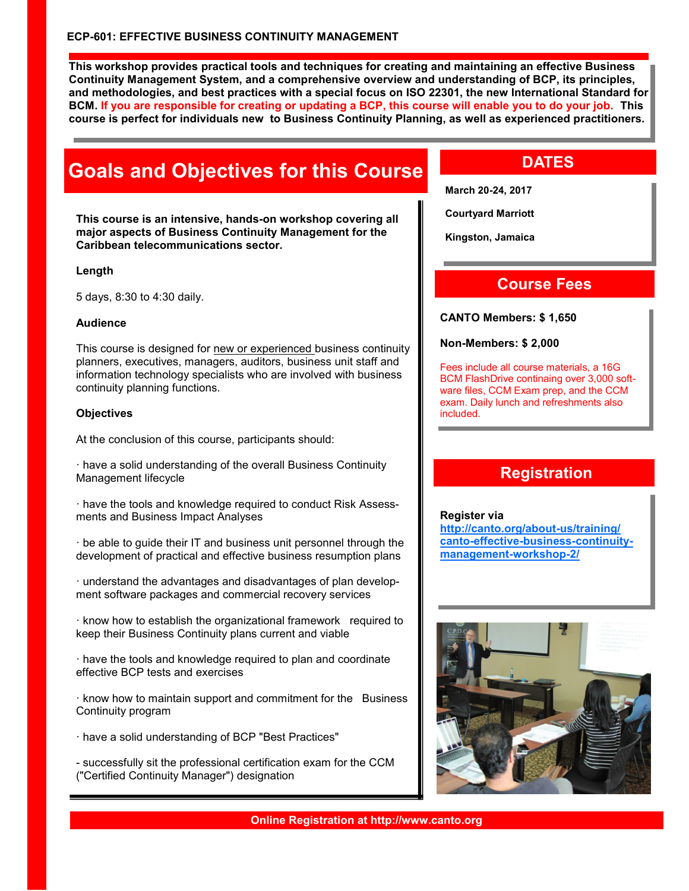**ECP-601: EFFECTIVE BUSINESS CONTINUITY MANAGEMENT**

**This workshop provides practical tools and techniques for creating and maintaining an effective Business Continuity Management System, and a comprehensive overview and understanding of BCP, its principles, and methodologies, and best practices with a special focus on ISO 22301, the new International Standard for BCM. If you are responsible for creating or updating a BCP, this course will enable you to do your job. This course is perfect for individuals new to Business Continuity Planning, as well as experienced practitioners.**

# Goals and Objectives for this Course

**This course is an intensive, hands-on workshop covering all major aspects of Business Continuity Management for the Caribbean telecommunications sector.**

**Length**

5 days, 8:30 to 4:30 daily.

**Audience**

This course is designed for new or experienced business continuity planners, executives, managers, auditors, business unit staff and information technology specialists who are involved with business continuity planning functions.

**Objectives**

At the conclusion of this course, participants should:

· have a solid understanding of the overall Business Continuity Management lifecycle

· have the tools and knowledge required to conduct Risk Assessments and Business Impact Analyses

· be able to guide their IT and business unit personnel through the development of practical and effective business resumption plans

· understand the advantages and disadvantages of plan development software packages and commercial recovery services

· know how to establish the organizational framework required to keep their Business Continuity plans current and viable

· have the tools and knowledge required to plan and coordinate effective BCP tests and exercises

· know how to maintain support and commitment for the Business Continuity program

· have a solid understanding of BCP "Best Practices"

- successfully sit the professional certification exam for the CCM ("Certified Continuity Manager") designation

## DATES

**March 20-24, 2017**

**Courtyard Marriott**

**Kingston, Jamaica**

## Course Fees

**CANTO Members: $ 1,650**

**Non-Members: $ 2,000**

Fees include all course materials, a 16G BCM FlashDrive continaing over 3,000 software files, CCM Exam prep, and the CCM exam. Daily lunch and refreshments also included.

## Registration

**Register via**
**http://canto.org/about-us/training/canto-effective-business-continuity-management-workshop-2/**

**Online Registration at http://www.canto.org**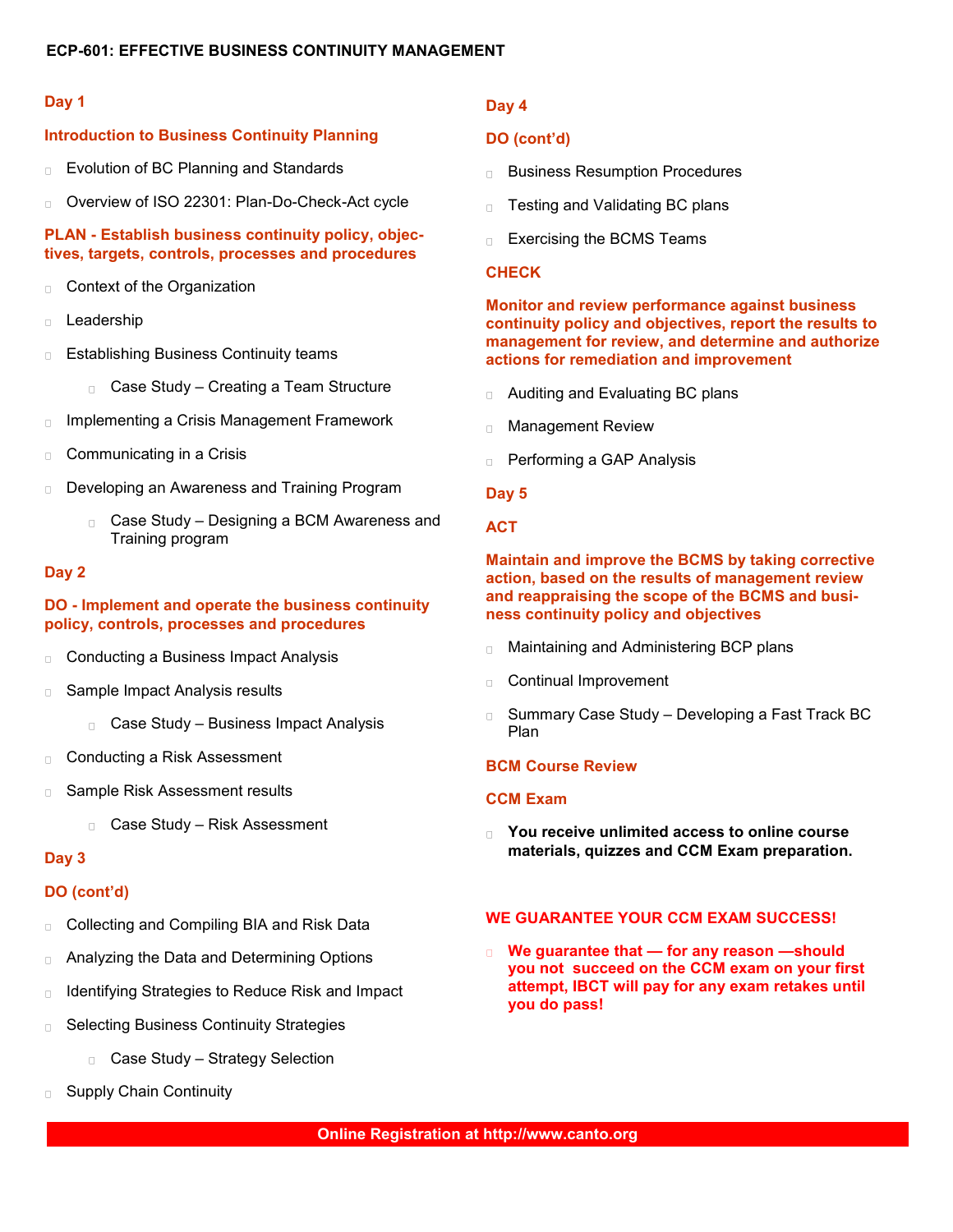## ECP-601: EFFECTIVE BUSINESS CONTINUITY MANAGEMENT

### Day 1

**Introduction to Business Continuity Planning**

- Evolution of BC Planning and Standards
- Overview of ISO 22301: Plan-Do-Check-Act cycle

**PLAN - Establish business continuity policy, objectives, targets, controls, processes and procedures**

- Context of the Organization
- Leadership
- Establishing Business Continuity teams
  - Case Study – Creating a Team Structure
- Implementing a Crisis Management Framework
- Communicating in a Crisis
- Developing an Awareness and Training Program
  - Case Study – Designing a BCM Awareness and Training program

### Day 2

**DO - Implement and operate the business continuity policy, controls, processes and procedures**

- Conducting a Business Impact Analysis
- Sample Impact Analysis results
  - Case Study – Business Impact Analysis
- Conducting a Risk Assessment
- Sample Risk Assessment results
  - Case Study – Risk Assessment

### Day 3

**DO (cont'd)**

- Collecting and Compiling BIA and Risk Data
- Analyzing the Data and Determining Options
- Identifying Strategies to Reduce Risk and Impact
- Selecting Business Continuity Strategies
  - Case Study – Strategy Selection
- Supply Chain Continuity

### Day 4

**DO (cont'd)**

- Business Resumption Procedures
- Testing and Validating BC plans
- Exercising the BCMS Teams

**CHECK**

**Monitor and review performance against business continuity policy and objectives, report the results to management for review, and determine and authorize actions for remediation and improvement**

- Auditing and Evaluating BC plans
- Management Review
- Performing a GAP Analysis

### Day 5

**ACT**

**Maintain and improve the BCMS by taking corrective action, based on the results of management review and reappraising the scope of the BCMS and business continuity policy and objectives**

- Maintaining and Administering BCP plans
- Continual Improvement
- Summary Case Study – Developing a Fast Track BC Plan

**BCM Course Review**

**CCM Exam**

- **You receive unlimited access to online course materials, quizzes and CCM Exam preparation.**

**WE GUARANTEE YOUR CCM EXAM SUCCESS!**

- **We guarantee that — for any reason —should you not succeed on the CCM exam on your first attempt, IBCT will pay for any exam retakes until you do pass!**

**Online Registration at http://www.canto.org**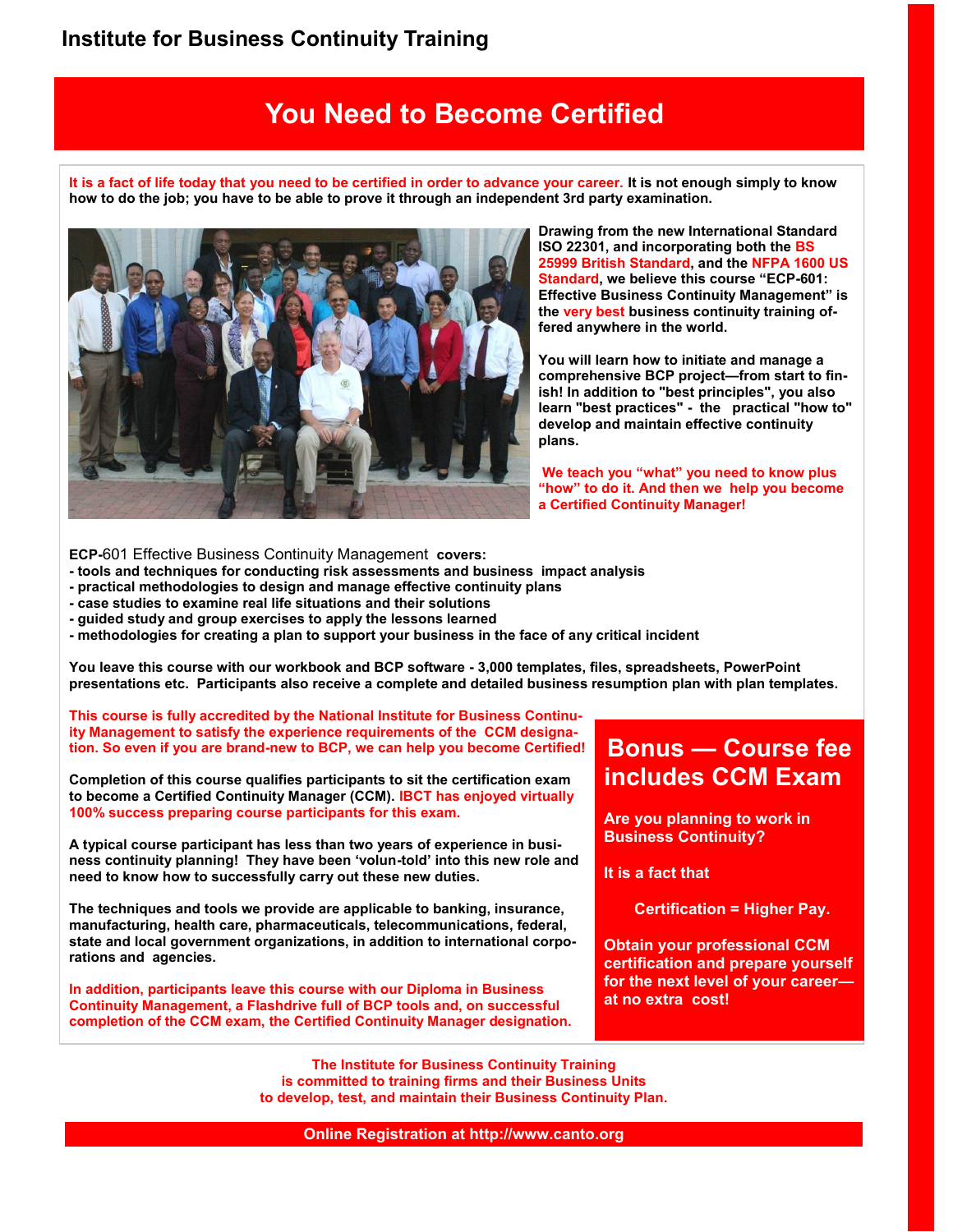## Institute for Business Continuity Training

# You Need to Become Certified

**It is a fact of life today that you need to be certified in order to advance your career. It is not enough simply to know how to do the job; you have to be able to prove it through an independent 3rd party examination.**

**Drawing from the new International Standard ISO 22301, and incorporating both the BS 25999 British Standard, and the NFPA 1600 US Standard, we believe this course "ECP-601: Effective Business Continuity Management" is the very best business continuity training offered anywhere in the world.**

**You will learn how to initiate and manage a comprehensive BCP project—from start to finish! In addition to "best principles", you also learn "best practices" - the practical "how to" develop and maintain effective continuity plans.**

**We teach you "what" you need to know plus "how" to do it. And then we help you become a Certified Continuity Manager!**

**ECP-**601 Effective Business Continuity Management **covers:**

- **tools and techniques for conducting risk assessments and business impact analysis**
- **practical methodologies to design and manage effective continuity plans**
- **case studies to examine real life situations and their solutions**
- **guided study and group exercises to apply the lessons learned**
- **methodologies for creating a plan to support your business in the face of any critical incident**

**You leave this course with our workbook and BCP software - 3,000 templates, files, spreadsheets, PowerPoint presentations etc. Participants also receive a complete and detailed business resumption plan with plan templates.**

**This course is fully accredited by the National Institute for Business Continuity Management to satisfy the experience requirements of the CCM designation. So even if you are brand-new to BCP, we can help you become Certified!**

**Completion of this course qualifies participants to sit the certification exam to become a Certified Continuity Manager (CCM). IBCT has enjoyed virtually 100% success preparing course participants for this exam.**

**A typical course participant has less than two years of experience in business continuity planning! They have been 'volun-told' into this new role and need to know how to successfully carry out these new duties.**

**The techniques and tools we provide are applicable to banking, insurance, manufacturing, health care, pharmaceuticals, telecommunications, federal, state and local government organizations, in addition to international corporations and agencies.**

**In addition, participants leave this course with our Diploma in Business Continuity Management, a Flashdrive full of BCP tools and, on successful completion of the CCM exam, the Certified Continuity Manager designation.**

## Bonus — Course fee includes CCM Exam

**Are you planning to work in Business Continuity?**

**It is a fact that**

**Certification = Higher Pay.**

**Obtain your professional CCM certification and prepare yourself for the next level of your career—at no extra cost!**

**The Institute for Business Continuity Training is committed to training firms and their Business Units to develop, test, and maintain their Business Continuity Plan.**

**Online Registration at http://www.canto.org**